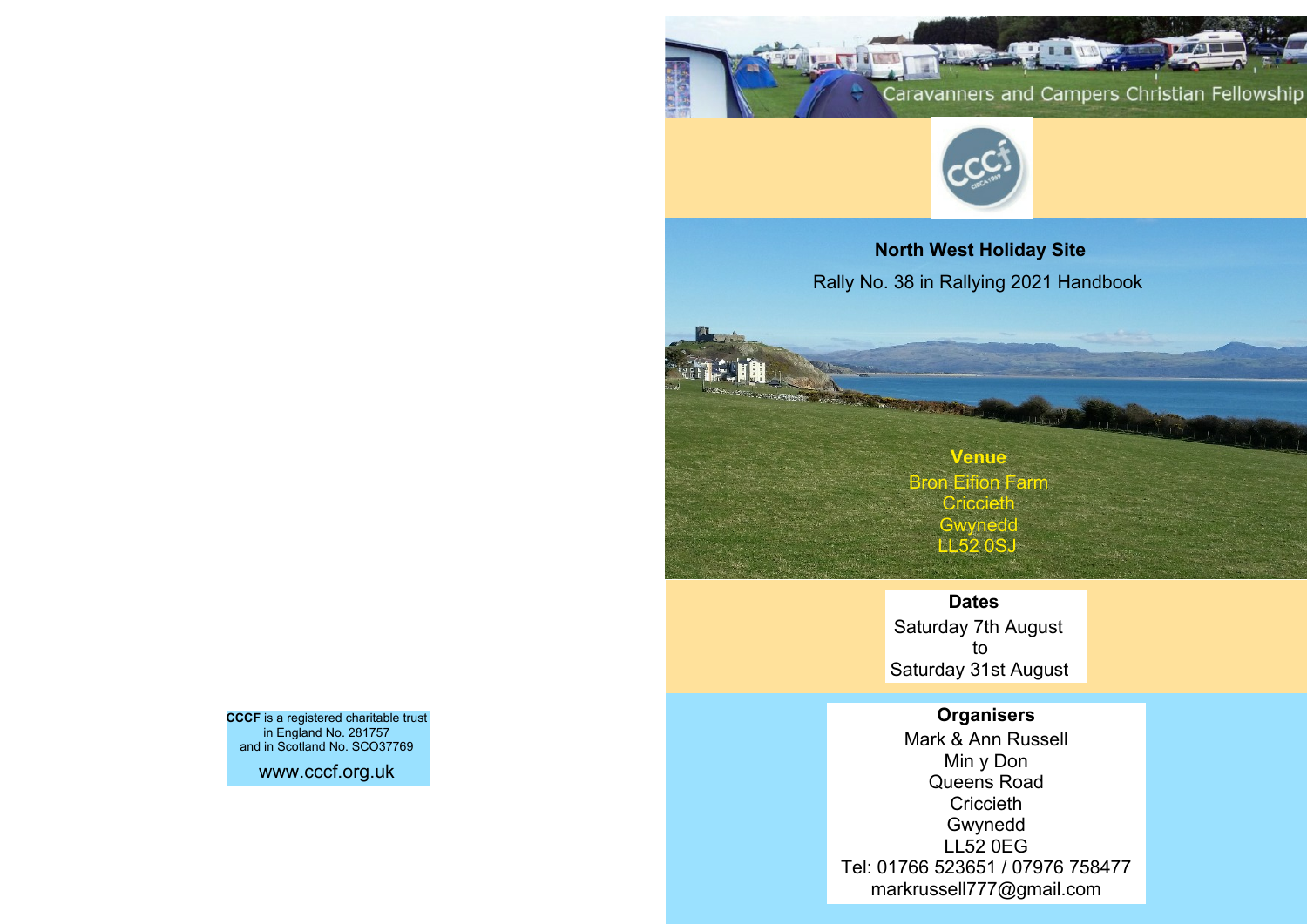Caravanners and Campers Christian Fellowship

# North West Holiday Site

Rally No. 38 in Rallying 2021 Handbook

**Venue**

Bron Eifion Farm
Criccieth
Gwynedd
LL52 0SJ

**Dates**

Saturday 7th August
to
Saturday 31st August

**Organisers**

Mark & Ann Russell
Min y Don
Queens Road
Criccieth
Gwynedd
LL52 0EG
Tel: 01766 523651 / 07976 758477
markrussell777@gmail.com

**CCCF** is a registered charitable trust in England No. 281757 and in Scotland No. SCO37769

www.cccf.org.uk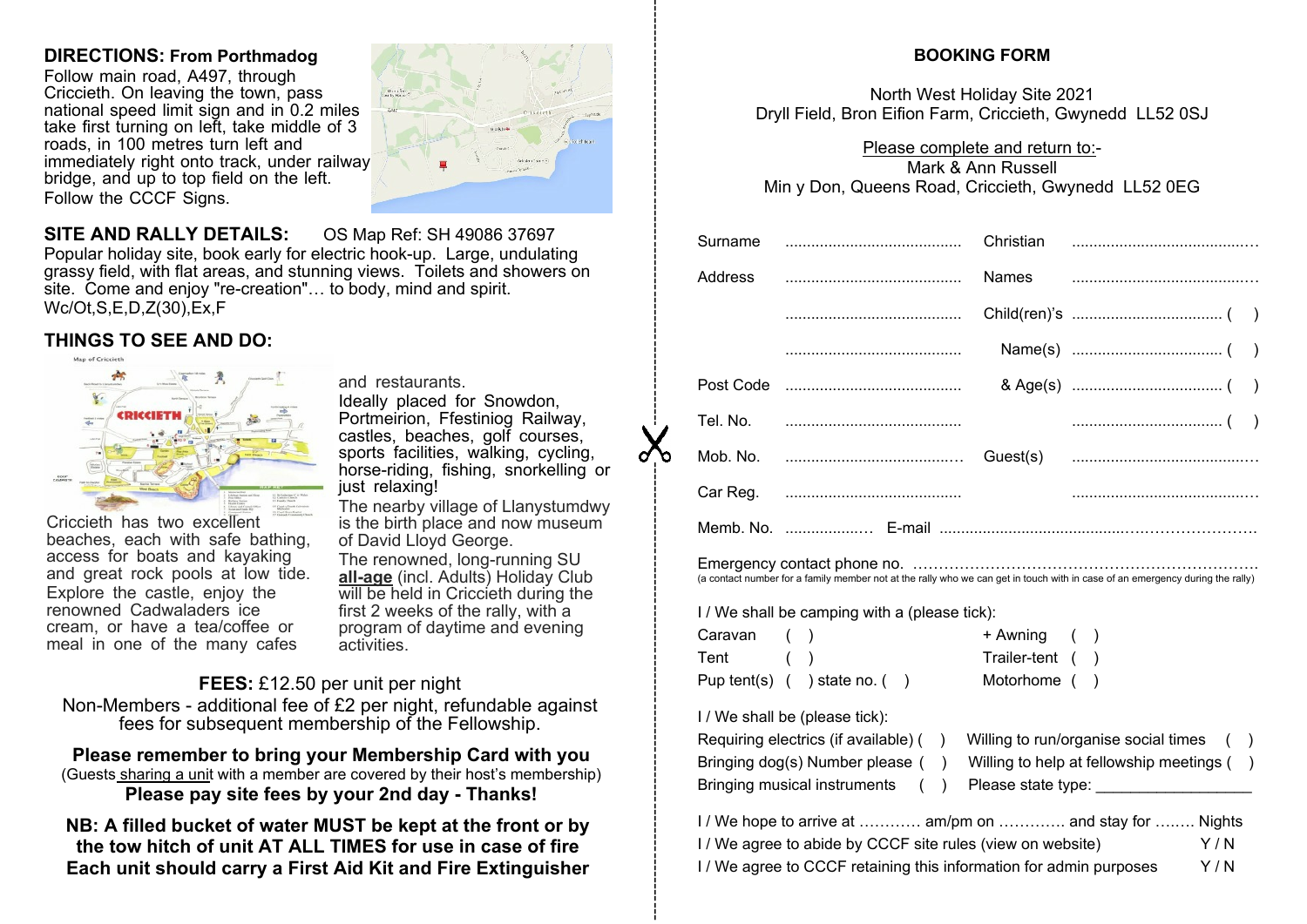## DIRECTIONS: From Porthmadog

Follow main road, A497, through Criccieth. On leaving the town, pass national speed limit sign and in 0.2 miles take first turning on left, take middle of 3 roads, in 100 metres turn left and immediately right onto track, under railway bridge, and up to top field on the left. Follow the CCCF Signs.

## SITE AND RALLY DETAILS:

OS Map Ref: SH 49086 37697

Popular holiday site, book early for electric hook-up. Large, undulating grassy field, with flat areas, and stunning views. Toilets and showers on site. Come and enjoy "re-creation"… to body, mind and spirit.

Wc/Ot,S,E,D,Z(30),Ex,F

## THINGS TO SEE AND DO:

Criccieth has two excellent beaches, each with safe bathing, access for boats and kayaking and great rock pools at low tide. Explore the castle, enjoy the renowned Cadwaladers ice cream, or have a tea/coffee or meal in one of the many cafes and restaurants.

Ideally placed for Snowdon, Portmeirion, Ffestiniog Railway, castles, beaches, golf courses, sports facilities, walking, cycling, horse-riding, fishing, snorkelling or just relaxing!

The nearby village of Llanystumdwy is the birth place and now museum of David Lloyd George.

The renowned, long-running SU **all-age** (incl. Adults) Holiday Club will be held in Criccieth during the first 2 weeks of the rally, with a program of daytime and evening activities.

**FEES:** £12.50 per unit per night

Non-Members - additional fee of £2 per night, refundable against fees for subsequent membership of the Fellowship.

**Please remember to bring your Membership Card with you**

(Guests sharing a unit with a member are covered by their host's membership)

**Please pay site fees by your 2nd day - Thanks!**

**NB: A filled bucket of water MUST be kept at the front or by the tow hitch of unit AT ALL TIMES for use in case of fire**

**Each unit should carry a First Aid Kit and Fire Extinguisher**

## BOOKING FORM

North West Holiday Site 2021
Dryll Field, Bron Eifion Farm, Criccieth, Gwynedd LL52 0SJ

Please complete and return to:-
Mark & Ann Russell
Min y Don, Queens Road, Criccieth, Gwynedd LL52 0EG

| | | | |
|---|---|---|---|
| Surname | ......................................... | Christian | .......................................... |
| Address | ......................................... | Names | .......................................... |
| | ......................................... | Child(ren)'s | .................................. ( ) |
| | ......................................... | Name(s) | .................................. ( ) |
| Post Code | ......................................... | & Age(s) | .................................. ( ) |
| Tel. No. | ......................................... | | .................................. ( ) |
| Mob. No. | ......................................... | Guest(s) | .......................................... |
| Car Reg. | ......................................... | | .......................................... |

Memb. No. ................... E-mail ..........................................................................

Emergency contact phone no. ………………………………………………………….
(a contact number for a family member not at the rally who we can get in touch with in case of an emergency during the rally)

I / We shall be camping with a (please tick):

| | | | |
|---|---|---|---|
| Caravan | ( ) | + Awning | ( ) |
| Tent | ( ) | Trailer-tent | ( ) |
| Pup tent(s) | ( ) state no. ( ) | Motorhome | ( ) |

I / We shall be (please tick):

| | | | |
|---|---|---|---|
| Requiring electrics (if available) | ( ) | Willing to run/organise social times | ( ) |
| Bringing dog(s) Number please | ( ) | Willing to help at fellowship meetings | ( ) |
| Bringing musical instruments | ( ) | Please state type: __________________ | |

I / We hope to arrive at ………… am/pm on …………. and stay for …….. Nights

I / We agree to abide by CCCF site rules (view on website) Y / N

I / We agree to CCCF retaining this information for admin purposes Y / N